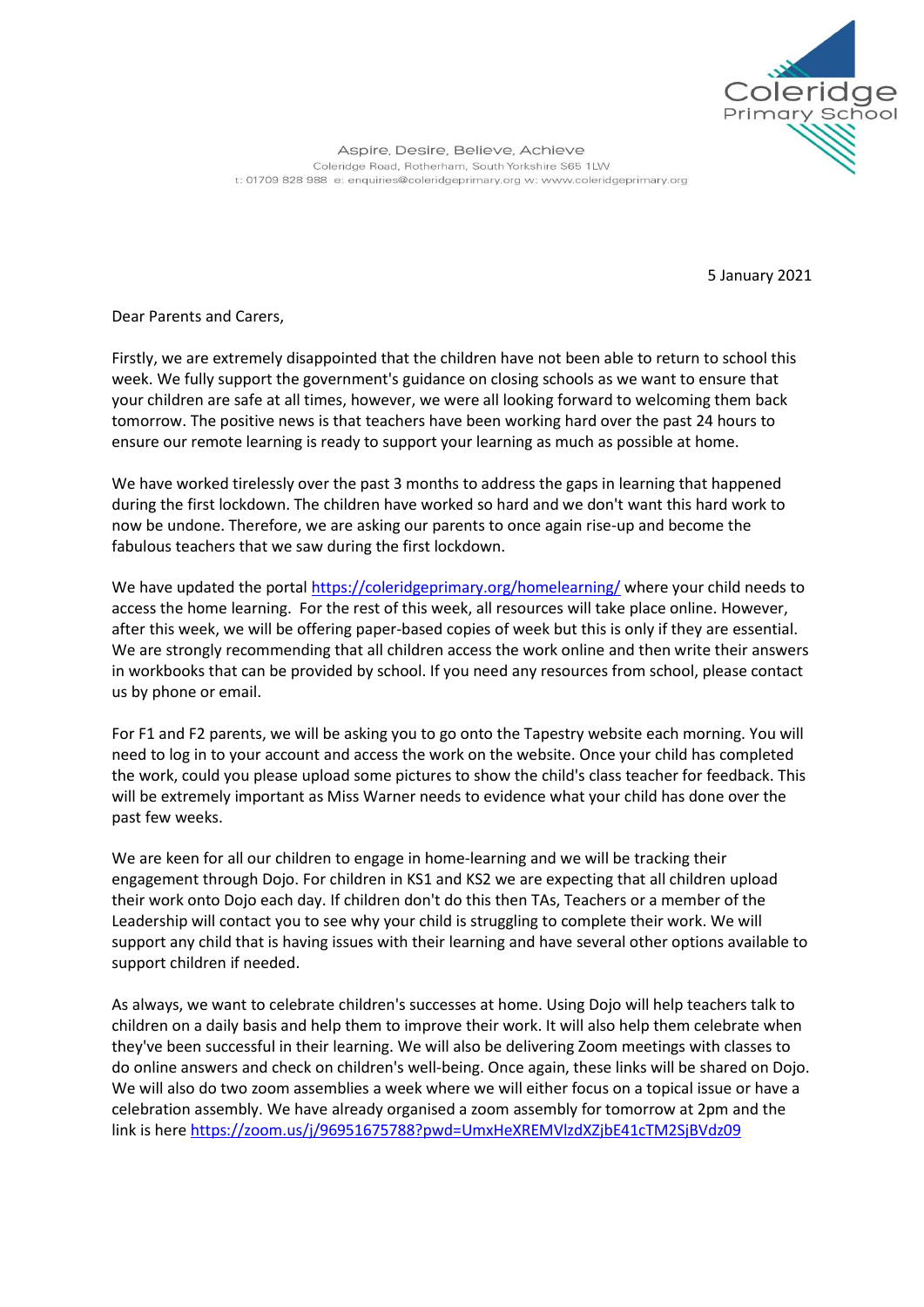Coleridge Primary School

Aspire, Desire, Believe, Achieve
Coleridge Road, Rotherham, South Yorkshire S65 1LW
t: 01709 828 988 e: enquiries@coleridgeprimary.org w: www.coleridgeprimary.org

5 January 2021

Dear Parents and Carers,

Firstly, we are extremely disappointed that the children have not been able to return to school this week. We fully support the government's guidance on closing schools as we want to ensure that your children are safe at all times, however, we were all looking forward to welcoming them back tomorrow. The positive news is that teachers have been working hard over the past 24 hours to ensure our remote learning is ready to support your learning as much as possible at home.

We have worked tirelessly over the past 3 months to address the gaps in learning that happened during the first lockdown. The children have worked so hard and we don't want this hard work to now be undone. Therefore, we are asking our parents to once again rise-up and become the fabulous teachers that we saw during the first lockdown.

We have updated the portal https://coleridgeprimary.org/homelearning/ where your child needs to access the home learning. For the rest of this week, all resources will take place online. However, after this week, we will be offering paper-based copies of week but this is only if they are essential. We are strongly recommending that all children access the work online and then write their answers in workbooks that can be provided by school. If you need any resources from school, please contact us by phone or email.

For F1 and F2 parents, we will be asking you to go onto the Tapestry website each morning. You will need to log in to your account and access the work on the website. Once your child has completed the work, could you please upload some pictures to show the child's class teacher for feedback. This will be extremely important as Miss Warner needs to evidence what your child has done over the past few weeks.

We are keen for all our children to engage in home-learning and we will be tracking their engagement through Dojo. For children in KS1 and KS2 we are expecting that all children upload their work onto Dojo each day. If children don't do this then TAs, Teachers or a member of the Leadership will contact you to see why your child is struggling to complete their work. We will support any child that is having issues with their learning and have several other options available to support children if needed.

As always, we want to celebrate children's successes at home. Using Dojo will help teachers talk to children on a daily basis and help them to improve their work. It will also help them celebrate when they've been successful in their learning. We will also be delivering Zoom meetings with classes to do online answers and check on children's well-being. Once again, these links will be shared on Dojo. We will also do two zoom assemblies a week where we will either focus on a topical issue or have a celebration assembly. We have already organised a zoom assembly for tomorrow at 2pm and the link is here https://zoom.us/j/96951675788?pwd=UmxHeXREMVlzdXZjbE41cTM2SjBVdz09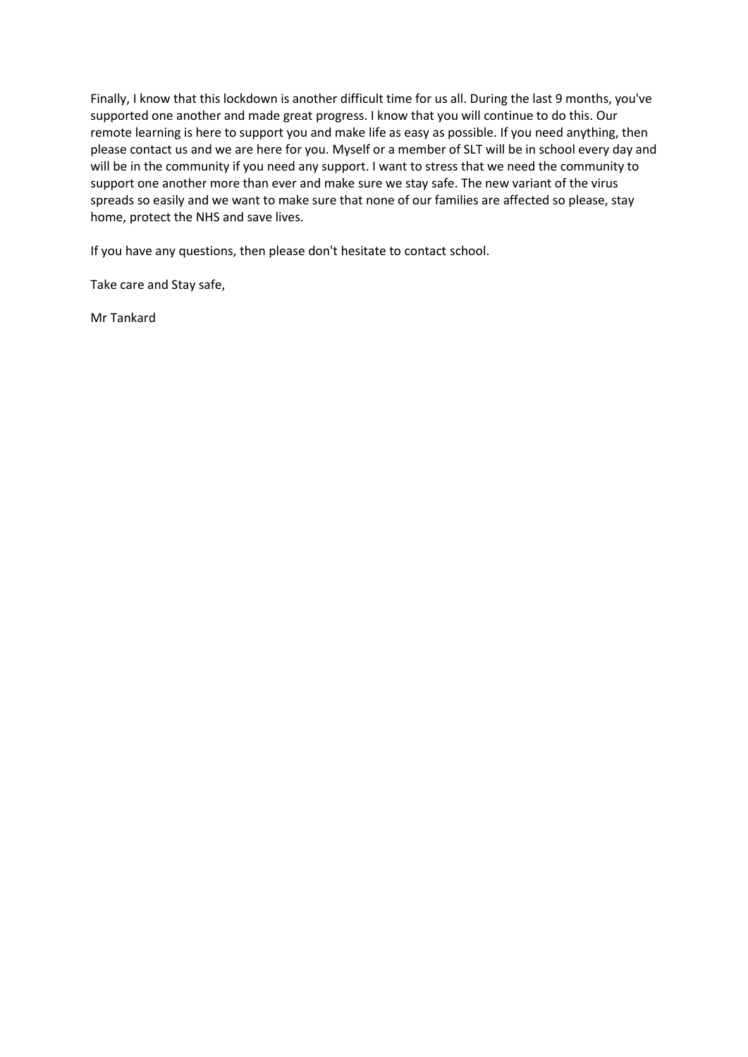Finally, I know that this lockdown is another difficult time for us all. During the last 9 months, you've supported one another and made great progress. I know that you will continue to do this. Our remote learning is here to support you and make life as easy as possible. If you need anything, then please contact us and we are here for you. Myself or a member of SLT will be in school every day and will be in the community if you need any support. I want to stress that we need the community to support one another more than ever and make sure we stay safe. The new variant of the virus spreads so easily and we want to make sure that none of our families are affected so please, stay home, protect the NHS and save lives.

If you have any questions, then please don't hesitate to contact school.

Take care and Stay safe,

Mr Tankard